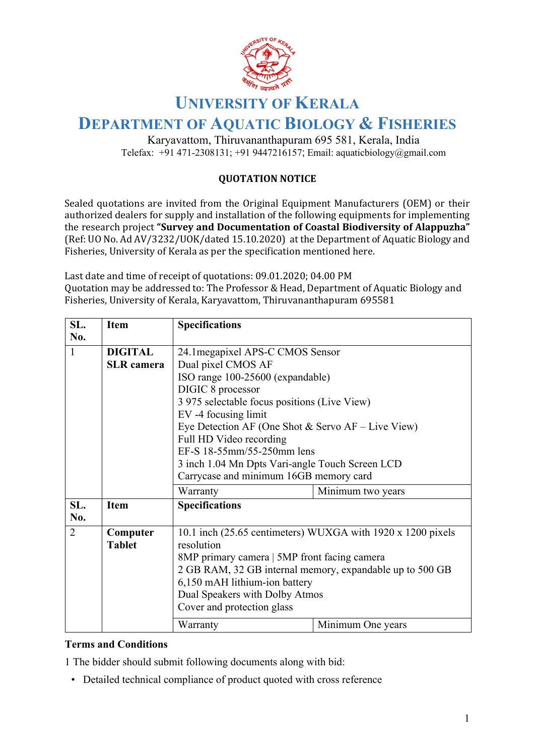# UNIVERSITY OF KERALA

## DEPARTMENT OF AQUATIC BIOLOGY & FISHERIES

Karyavattom, Thiruvananthapuram 695 581, Kerala, India

Telefax: +91 471-2308131; +91 9447216157; Email: aquaticbiology@gmail.com

### QUOTATION NOTICE

Sealed quotations are invited from the Original Equipment Manufacturers (OEM) or their authorized dealers for supply and installation of the following equipments for implementing the research project **"Survey and Documentation of Coastal Biodiversity of Alappuzha"** (Ref: UO No. Ad AV/3232/UOK/dated 15.10.2020) at the Department of Aquatic Biology and Fisheries, University of Kerala as per the specification mentioned here.

Last date and time of receipt of quotations: 09.01.2020; 04.00 PM

Quotation may be addressed to: The Professor & Head, Department of Aquatic Biology and Fisheries, University of Kerala, Karyavattom, Thiruvananthapuram 695581

| SL. No. | Item | Specifications | |
|---|---|---|---|
| 1 | **DIGITAL SLR camera** | 24.1megapixel APS-C CMOS Sensor<br>Dual pixel CMOS AF<br>ISO range 100-25600 (expandable)<br>DIGIC 8 processor<br>3 975 selectable focus positions (Live View)<br>EV -4 focusing limit<br>Eye Detection AF (One Shot & Servo AF – Live View)<br>Full HD Video recording<br>EF-S 18-55mm/55-250mm lens<br>3 inch 1.04 Mn Dpts Vari-angle Touch Screen LCD<br>Carrycase and minimum 16GB memory card | |
| | | Warranty | Minimum two years |
| **SL. No.** | **Item** | **Specifications** | |
| 2 | **Computer Tablet** | 10.1 inch (25.65 centimeters) WUXGA with 1920 x 1200 pixels resolution<br>8MP primary camera \| 5MP front facing camera<br>2 GB RAM, 32 GB internal memory, expandable up to 500 GB<br>6,150 mAH lithium-ion battery<br>Dual Speakers with Dolby Atmos<br>Cover and protection glass | |
| | | Warranty | Minimum One years |

**Terms and Conditions**

1 The bidder should submit following documents along with bid:

- Detailed technical compliance of product quoted with cross reference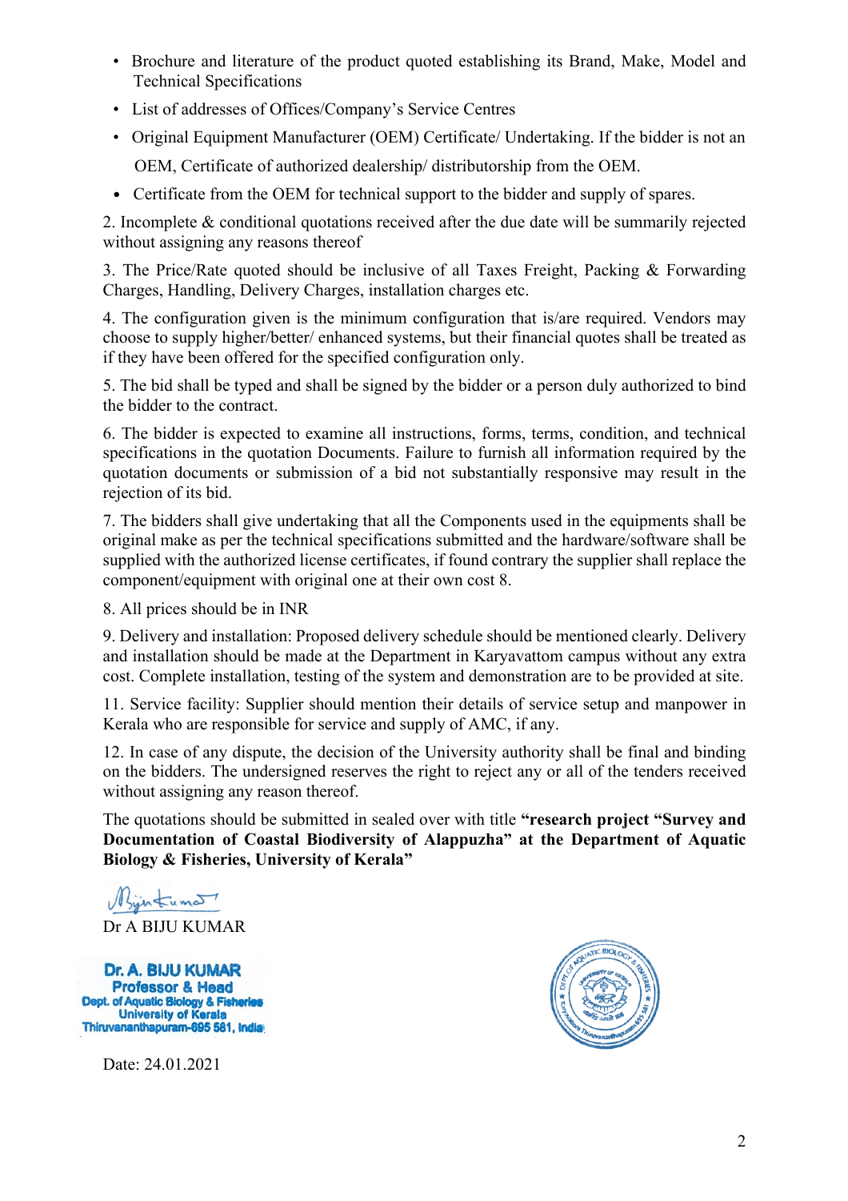- Brochure and literature of the product quoted establishing its Brand, Make, Model and Technical Specifications
- List of addresses of Offices/Company's Service Centres
- Original Equipment Manufacturer (OEM) Certificate/ Undertaking. If the bidder is not an OEM, Certificate of authorized dealership/ distributorship from the OEM.
- Certificate from the OEM for technical support to the bidder and supply of spares.

2. Incomplete & conditional quotations received after the due date will be summarily rejected without assigning any reasons thereof

3. The Price/Rate quoted should be inclusive of all Taxes Freight, Packing & Forwarding Charges, Handling, Delivery Charges, installation charges etc.

4. The configuration given is the minimum configuration that is/are required. Vendors may choose to supply higher/better/ enhanced systems, but their financial quotes shall be treated as if they have been offered for the specified configuration only.

5. The bid shall be typed and shall be signed by the bidder or a person duly authorized to bind the bidder to the contract.

6. The bidder is expected to examine all instructions, forms, terms, condition, and technical specifications in the quotation Documents. Failure to furnish all information required by the quotation documents or submission of a bid not substantially responsive may result in the rejection of its bid.

7. The bidders shall give undertaking that all the Components used in the equipments shall be original make as per the technical specifications submitted and the hardware/software shall be supplied with the authorized license certificates, if found contrary the supplier shall replace the component/equipment with original one at their own cost 8.

8. All prices should be in INR

9. Delivery and installation: Proposed delivery schedule should be mentioned clearly. Delivery and installation should be made at the Department in Karyavattom campus without any extra cost. Complete installation, testing of the system and demonstration are to be provided at site.

11. Service facility: Supplier should mention their details of service setup and manpower in Kerala who are responsible for service and supply of AMC, if any.

12. In case of any dispute, the decision of the University authority shall be final and binding on the bidders. The undersigned reserves the right to reject any or all of the tenders received without assigning any reason thereof.

The quotations should be submitted in sealed over with title **"research project "Survey and Documentation of Coastal Biodiversity of Alappuzha" at the Department of Aquatic Biology & Fisheries, University of Kerala"**

Dr A BIJU KUMAR

**Dr. A. BIJU KUMAR**
**Professor & Head**
**Dept. of Aquatic Biology & Fisheries**
**University of Kerala**
**Thiruvananthapuram-695 581, India**

Date: 24.01.2021